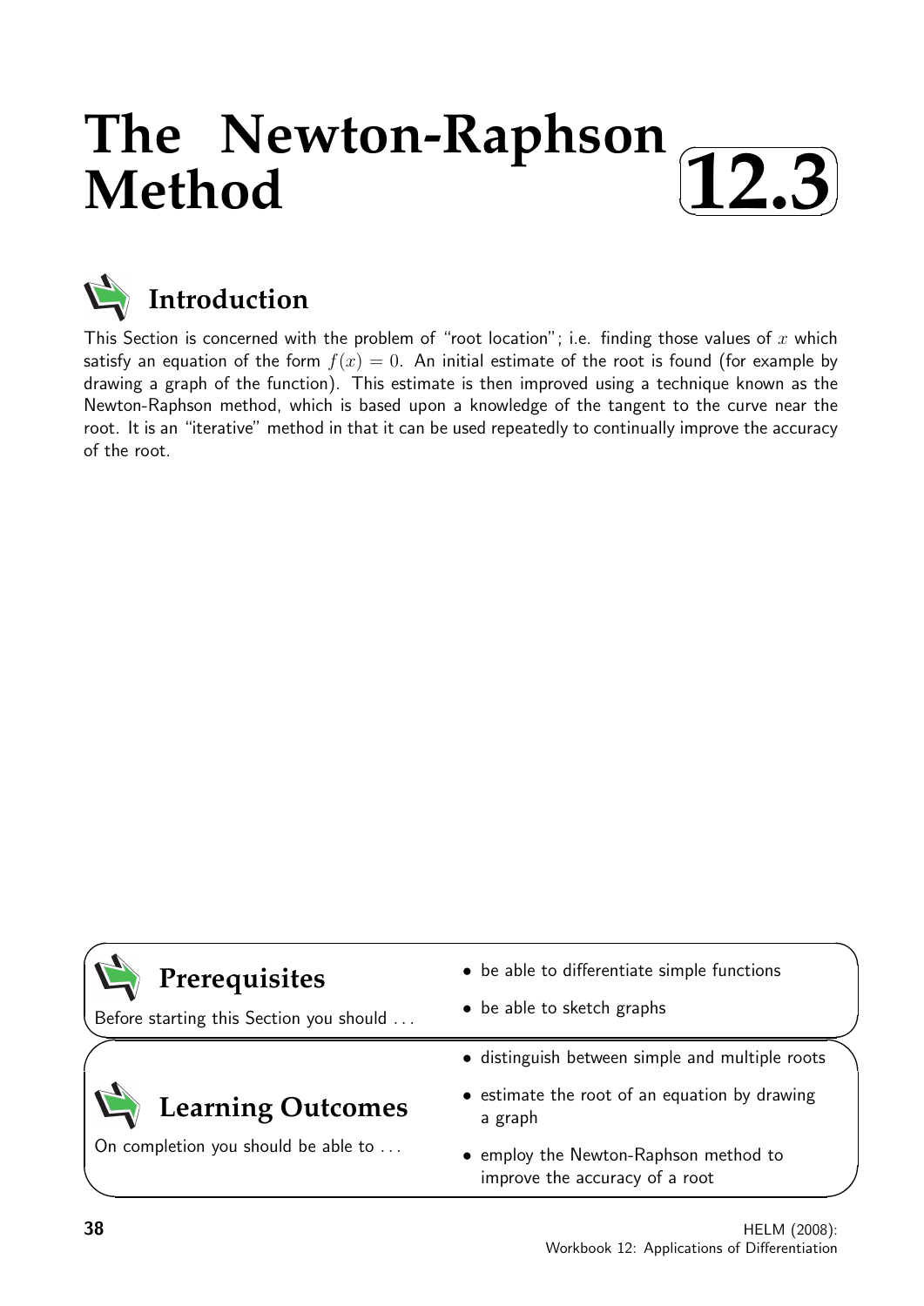# The Newton-Raphson Method

**12.3**

## Introduction

This Section is concerned with the problem of "root location"; i.e. finding those values of $x$ which satisfy an equation of the form $f(x) = 0$. An initial estimate of the root is found (for example by drawing a graph of the function). This estimate is then improved using a technique known as the Newton-Raphson method, which is based upon a knowledge of the tangent to the curve near the root. It is an "iterative" method in that it can be used repeatedly to continually improve the accuracy of the root.

## Prerequisites

Before starting this Section you should ...

- be able to differentiate simple functions
- be able to sketch graphs

## Learning Outcomes

On completion you should be able to ...

- distinguish between simple and multiple roots
- estimate the root of an equation by drawing a graph
- employ the Newton-Raphson method to improve the accuracy of a root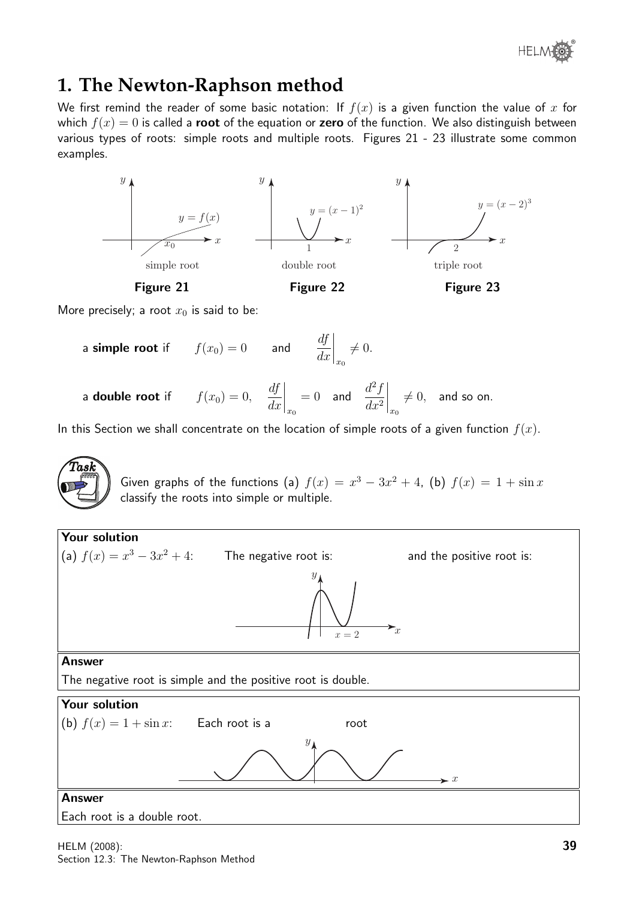# 1. The Newton-Raphson method

We first remind the reader of some basic notation: If $f(x)$ is a given function the value of $x$ for which $f(x) = 0$ is called a **root** of the equation or **zero** of the function. We also distinguish between various types of roots: simple roots and multiple roots. Figures 21 - 23 illustrate some common examples.

simple root

**Figure 21**

double root

**Figure 22**

triple root

**Figure 23**

More precisely; a root $x_0$ is said to be:

a **simple root** if $\quad f(x_0) = 0 \quad$ and $\quad \left.\dfrac{df}{dx}\right|_{x_0} \neq 0.$

a **double root** if $\quad f(x_0) = 0, \quad \left.\dfrac{df}{dx}\right|_{x_0} = 0 \quad$ and $\quad \left.\dfrac{d^2f}{dx^2}\right|_{x_0} \neq 0, \quad$ and so on.

In this Section we shall concentrate on the location of simple roots of a given function $f(x)$.

**Task**

Given graphs of the functions (a) $f(x) = x^3 - 3x^2 + 4$, (b) $f(x) = 1 + \sin x$ classify the roots into simple or multiple.

**Your solution**

(a) $f(x) = x^3 - 3x^2 + 4$: The negative root is: and the positive root is:

**Answer**

The negative root is simple and the positive root is double.

**Your solution**

(b) $f(x) = 1 + \sin x$: Each root is a root

**Answer**

Each root is a double root.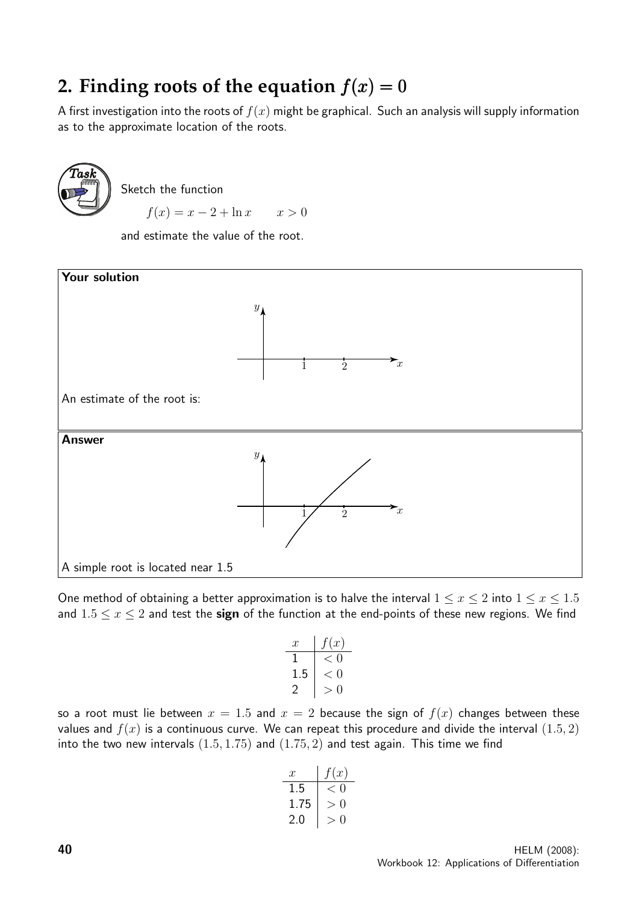## 2. Finding roots of the equation $f(x) = 0$

A first investigation into the roots of $f(x)$ might be graphical. Such an analysis will supply information as to the approximate location of the roots.

**Task**

Sketch the function

$$f(x) = x - 2 + \ln x \qquad x > 0$$

and estimate the value of the root.

**Your solution**

An estimate of the root is:

**Answer**

A simple root is located near 1.5

One method of obtaining a better approximation is to halve the interval $1 \leq x \leq 2$ into $1 \leq x \leq 1.5$ and $1.5 \leq x \leq 2$ and test the **sign** of the function at the end-points of these new regions. We find

| $x$ | $f(x)$ |
|---|---|
| 1 | $< 0$ |
| 1.5 | $< 0$ |
| 2 | $> 0$ |

so a root must lie between $x = 1.5$ and $x = 2$ because the sign of $f(x)$ changes between these values and $f(x)$ is a continuous curve. We can repeat this procedure and divide the interval $(1.5, 2)$ into the two new intervals $(1.5, 1.75)$ and $(1.75, 2)$ and test again. This time we find

| $x$ | $f(x)$ |
|---|---|
| 1.5 | $< 0$ |
| 1.75 | $> 0$ |
| 2.0 | $> 0$ |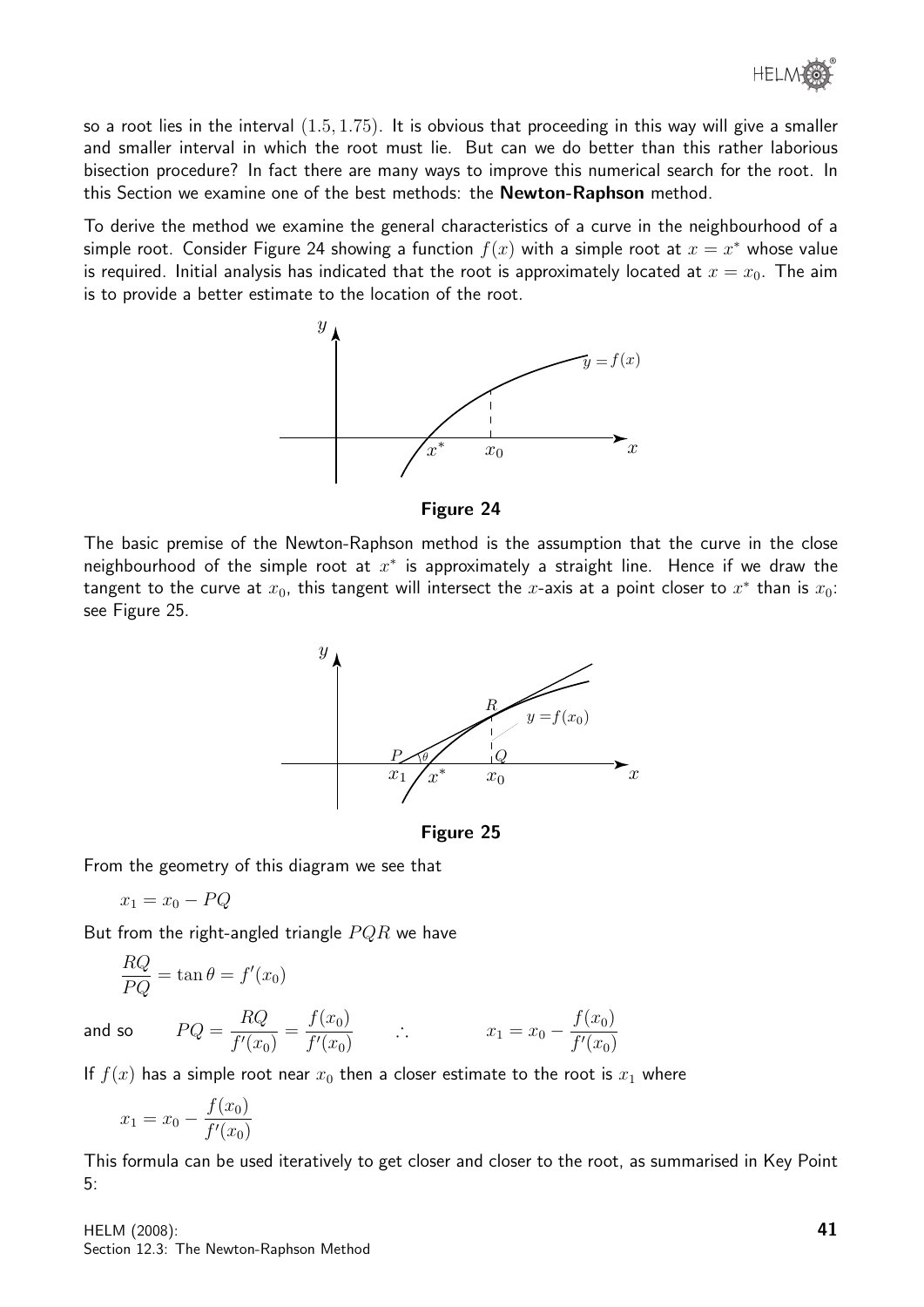so a root lies in the interval $(1.5, 1.75)$. It is obvious that proceeding in this way will give a smaller and smaller interval in which the root must lie. But can we do better than this rather laborious bisection procedure? In fact there are many ways to improve this numerical search for the root. In this Section we examine one of the best methods: the **Newton-Raphson** method.

To derive the method we examine the general characteristics of a curve in the neighbourhood of a simple root. Consider Figure 24 showing a function $f(x)$ with a simple root at $x = x^*$ whose value is required. Initial analysis has indicated that the root is approximately located at $x = x_0$. The aim is to provide a better estimate to the location of the root.

**Figure 24**

The basic premise of the Newton-Raphson method is the assumption that the curve in the close neighbourhood of the simple root at $x^*$ is approximately a straight line. Hence if we draw the tangent to the curve at $x_0$, this tangent will intersect the $x$-axis at a point closer to $x^*$ than is $x_0$: see Figure 25.

**Figure 25**

From the geometry of this diagram we see that

$$x_1 = x_0 - PQ$$

But from the right-angled triangle $PQR$ we have

$$\frac{RQ}{PQ} = \tan\theta = f'(x_0)$$

and so $\quad PQ = \dfrac{RQ}{f'(x_0)} = \dfrac{f(x_0)}{f'(x_0)} \qquad \therefore \qquad x_1 = x_0 - \dfrac{f(x_0)}{f'(x_0)}$

If $f(x)$ has a simple root near $x_0$ then a closer estimate to the root is $x_1$ where

$$x_1 = x_0 - \frac{f(x_0)}{f'(x_0)}$$

This formula can be used iteratively to get closer and closer to the root, as summarised in Key Point 5: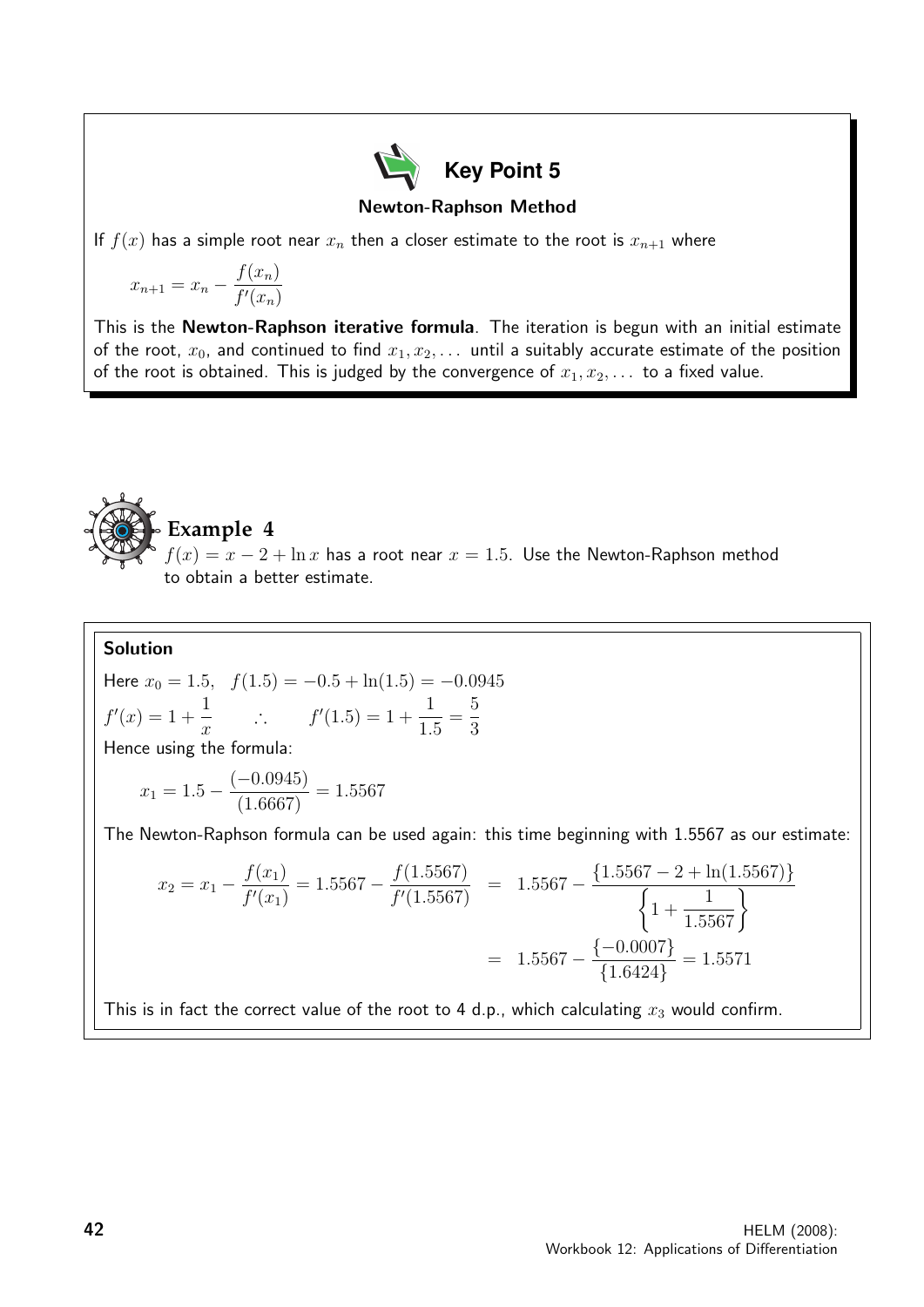### Key Point 5

**Newton-Raphson Method**

If $f(x)$ has a simple root near $x_n$ then a closer estimate to the root is $x_{n+1}$ where

$$x_{n+1} = x_n - \frac{f(x_n)}{f'(x_n)}$$

This is the **Newton-Raphson iterative formula**. The iteration is begun with an initial estimate of the root, $x_0$, and continued to find $x_1, x_2, \ldots$ until a suitably accurate estimate of the position of the root is obtained. This is judged by the convergence of $x_1, x_2, \ldots$ to a fixed value.

## Example 4

$f(x) = x - 2 + \ln x$ has a root near $x = 1.5$. Use the Newton-Raphson method to obtain a better estimate.

### Solution

Here $x_0 = 1.5$, $\quad f(1.5) = -0.5 + \ln(1.5) = -0.0945$

$f'(x) = 1 + \dfrac{1}{x} \qquad \therefore \qquad f'(1.5) = 1 + \dfrac{1}{1.5} = \dfrac{5}{3}$

Hence using the formula:

$$x_1 = 1.5 - \frac{(-0.0945)}{(1.6667)} = 1.5567$$

The Newton-Raphson formula can be used again: this time beginning with 1.5567 as our estimate:

$$x_2 = x_1 - \frac{f(x_1)}{f'(x_1)} = 1.5567 - \frac{f(1.5567)}{f'(1.5567)} = 1.5567 - \frac{\{1.5567 - 2 + \ln(1.5567)\}}{\left\{1 + \dfrac{1}{1.5567}\right\}}$$

$$= 1.5567 - \frac{\{-0.0007\}}{\{1.6424\}} = 1.5571$$

This is in fact the correct value of the root to 4 d.p., which calculating $x_3$ would confirm.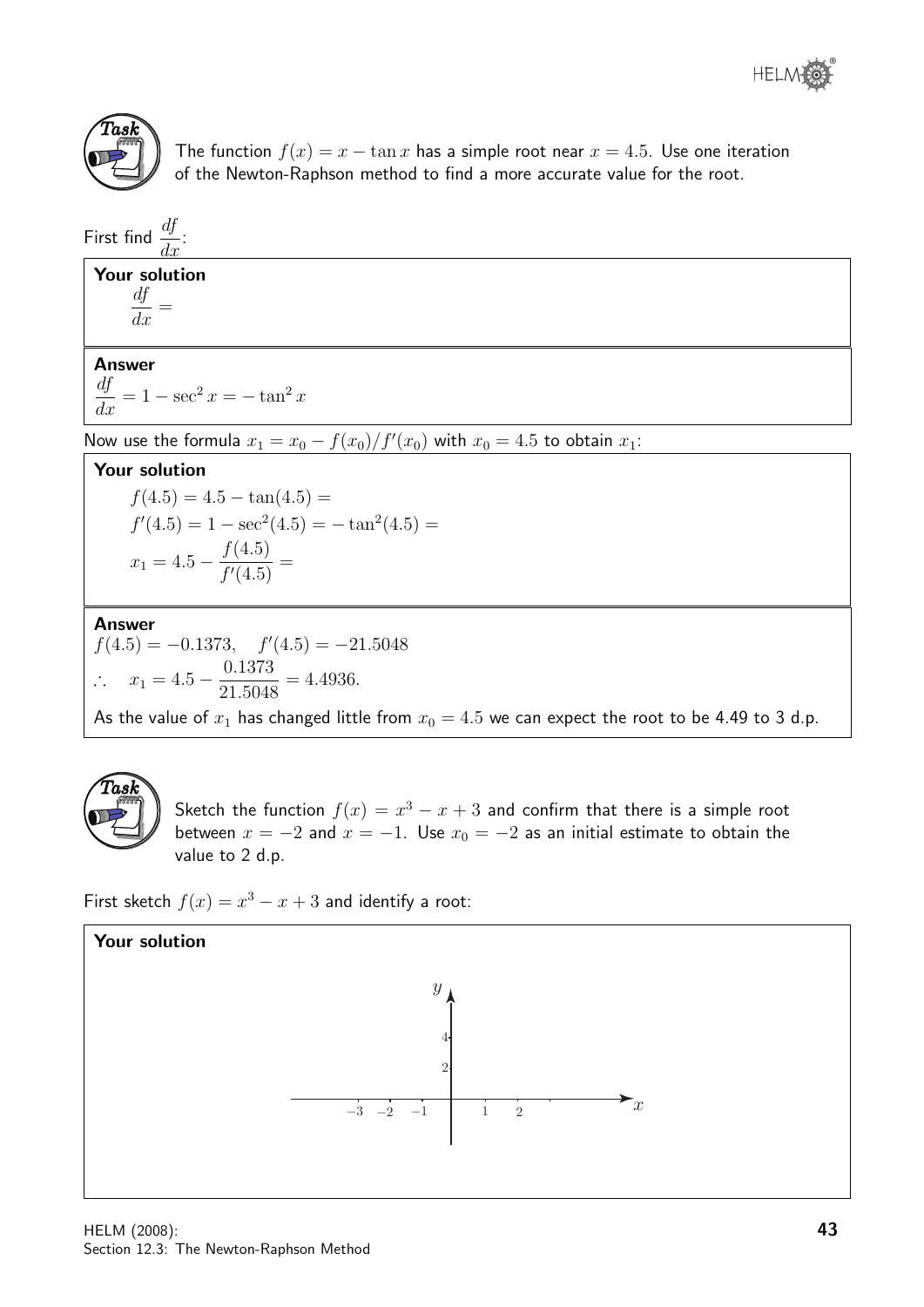**Task**

The function $f(x) = x - \tan x$ has a simple root near $x = 4.5$. Use one iteration of the Newton-Raphson method to find a more accurate value for the root.

First find $\dfrac{df}{dx}$:

**Your solution**

$\dfrac{df}{dx} =$

**Answer**

$\dfrac{df}{dx} = 1 - \sec^2 x = -\tan^2 x$

Now use the formula $x_1 = x_0 - f(x_0)/f'(x_0)$ with $x_0 = 4.5$ to obtain $x_1$:

**Your solution**

$f(4.5) = 4.5 - \tan(4.5) =$

$f'(4.5) = 1 - \sec^2(4.5) = -\tan^2(4.5) =$

$x_1 = 4.5 - \dfrac{f(4.5)}{f'(4.5)} =$

**Answer**

$f(4.5) = -0.1373, \quad f'(4.5) = -21.5048$

$\therefore \quad x_1 = 4.5 - \dfrac{0.1373}{21.5048} = 4.4936.$

As the value of $x_1$ has changed little from $x_0 = 4.5$ we can expect the root to be 4.49 to 3 d.p.

**Task**

Sketch the function $f(x) = x^3 - x + 3$ and confirm that there is a simple root between $x = -2$ and $x = -1$. Use $x_0 = -2$ as an initial estimate to obtain the value to 2 d.p.

First sketch $f(x) = x^3 - x + 3$ and identify a root:

**Your solution**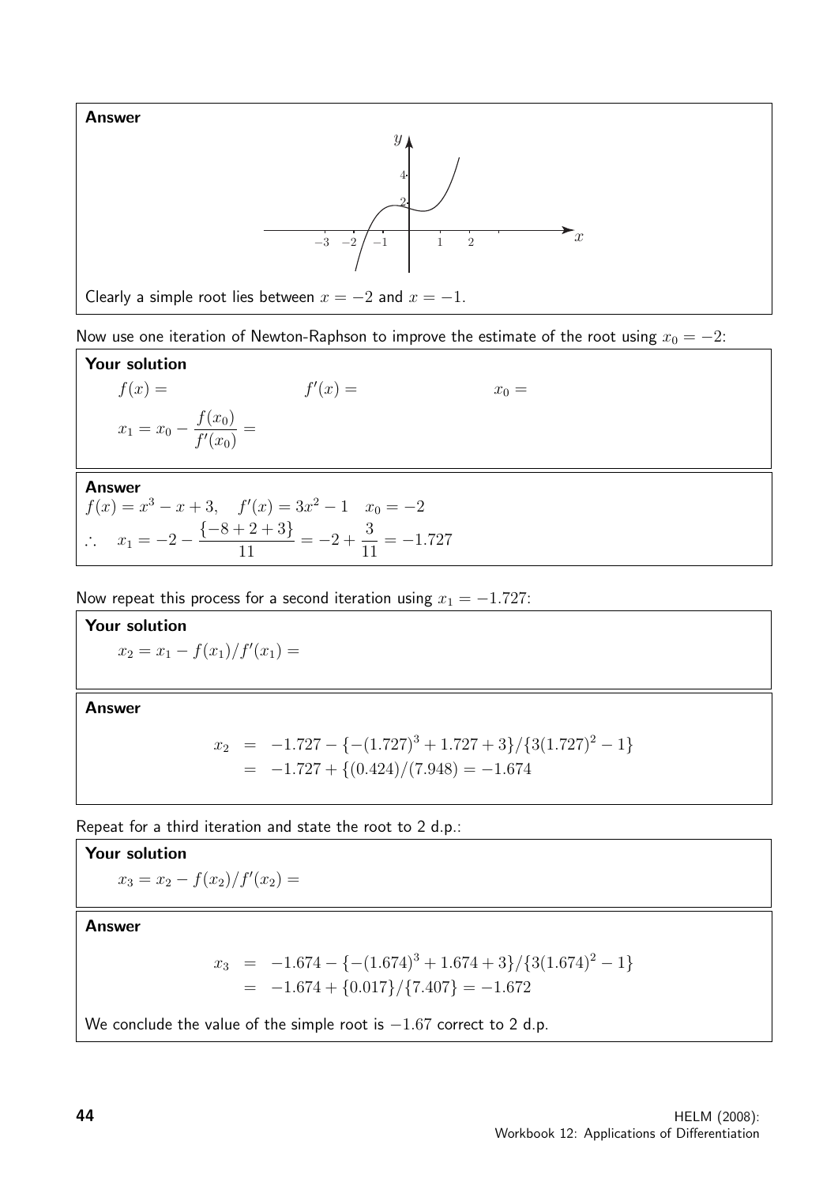**Answer**

Clearly a simple root lies between $x = -2$ and $x = -1$.

Now use one iteration of Newton-Raphson to improve the estimate of the root using $x_0 = -2$:

**Your solution**

$f(x) =$ $\qquad$ $f'(x) =$ $\qquad$ $x_0 =$

$x_1 = x_0 - \dfrac{f(x_0)}{f'(x_0)} =$

**Answer**

$f(x) = x^3 - x + 3, \quad f'(x) = 3x^2 - 1 \quad x_0 = -2$

$\therefore \quad x_1 = -2 - \dfrac{\{-8+2+3\}}{11} = -2 + \dfrac{3}{11} = -1.727$

Now repeat this process for a second iteration using $x_1 = -1.727$:

**Your solution**

$x_2 = x_1 - f(x_1)/f'(x_1) =$

**Answer**

$$\begin{aligned} x_2 &= -1.727 - \{-(1.727)^3 + 1.727 + 3\}/\{3(1.727)^2 - 1\} \\ &= -1.727 + \{(0.424)/(7.948) = -1.674 \end{aligned}$$

Repeat for a third iteration and state the root to 2 d.p.:

**Your solution**

$x_3 = x_2 - f(x_2)/f'(x_2) =$

**Answer**

$$\begin{aligned} x_3 &= -1.674 - \{-(1.674)^3 + 1.674 + 3\}/\{3(1.674)^2 - 1\} \\ &= -1.674 + \{0.017\}/\{7.407\} = -1.672 \end{aligned}$$

We conclude the value of the simple root is $-1.67$ correct to 2 d.p.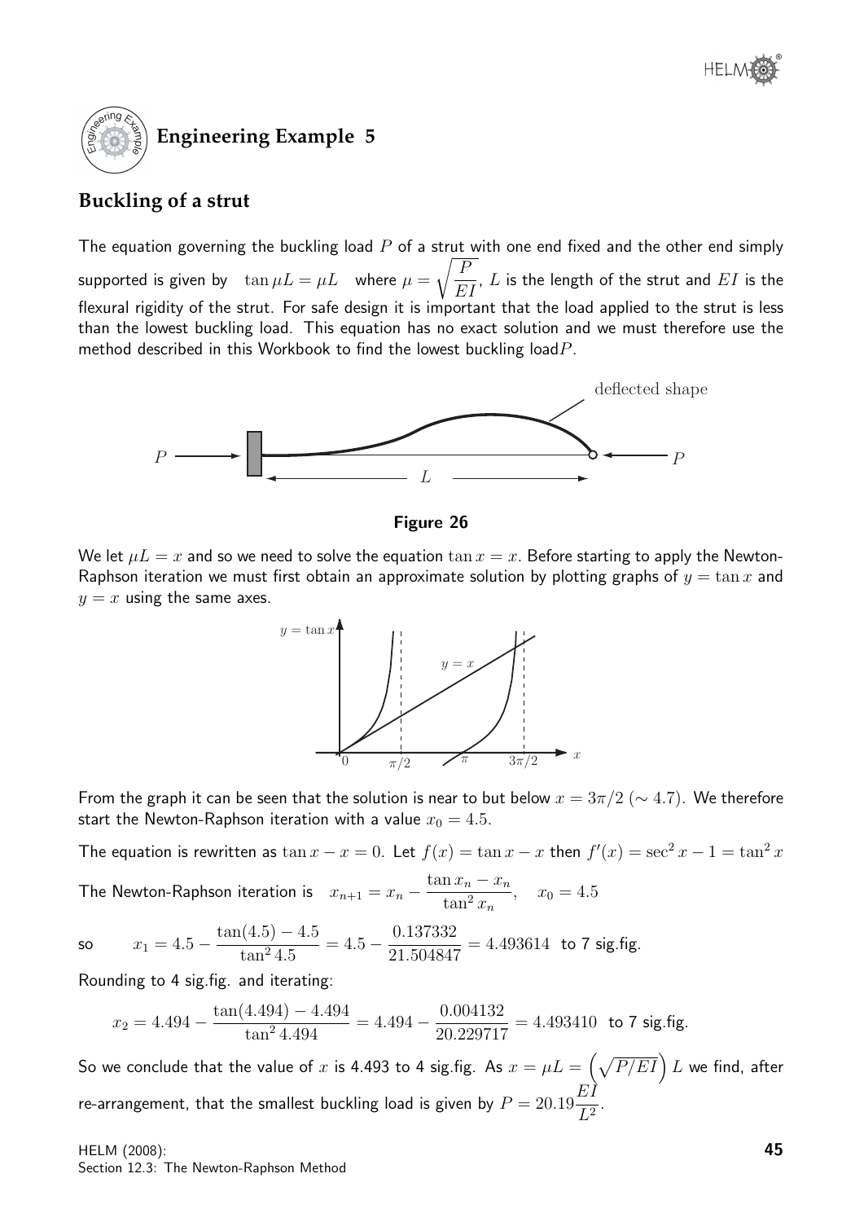## Engineering Example 5

### Buckling of a strut

The equation governing the buckling load $P$ of a strut with one end fixed and the other end simply supported is given by $\tan \mu L = \mu L$ where $\mu = \sqrt{\dfrac{P}{EI}}$, $L$ is the length of the strut and $EI$ is the flexural rigidity of the strut. For safe design it is important that the load applied to the strut is less than the lowest buckling load. This equation has no exact solution and we must therefore use the method described in this Workbook to find the lowest buckling load$P$.

**Figure 26**

We let $\mu L = x$ and so we need to solve the equation $\tan x = x$. Before starting to apply the Newton-Raphson iteration we must first obtain an approximate solution by plotting graphs of $y = \tan x$ and $y = x$ using the same axes.

From the graph it can be seen that the solution is near to but below $x = 3\pi/2$ ($\sim 4.7$). We therefore start the Newton-Raphson iteration with a value $x_0 = 4.5$.

The equation is rewritten as $\tan x - x = 0$. Let $f(x) = \tan x - x$ then $f'(x) = \sec^2 x - 1 = \tan^2 x$

The Newton-Raphson iteration is $\quad x_{n+1} = x_n - \dfrac{\tan x_n - x_n}{\tan^2 x_n}, \quad x_0 = 4.5$

so $\qquad x_1 = 4.5 - \dfrac{\tan(4.5) - 4.5}{\tan^2 4.5} = 4.5 - \dfrac{0.137332}{21.504847} = 4.493614$ to 7 sig.fig.

Rounding to 4 sig.fig. and iterating:

$$x_2 = 4.494 - \frac{\tan(4.494) - 4.494}{\tan^2 4.494} = 4.494 - \frac{0.004132}{20.229717} = 4.493410 \text{ to 7 sig.fig.}$$

So we conclude that the value of $x$ is 4.493 to 4 sig.fig. As $x = \mu L = \left(\sqrt{P/EI}\right) L$ we find, after re-arrangement, that the smallest buckling load is given by $P = 20.19\dfrac{EI}{L^2}$.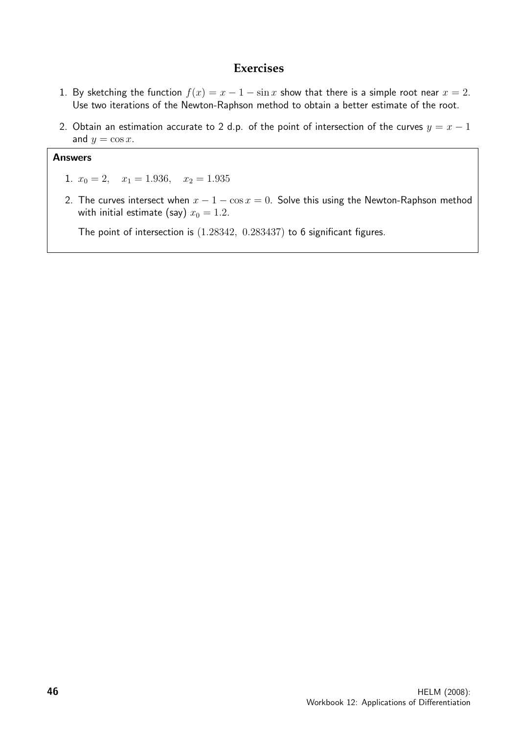## Exercises

1. By sketching the function $f(x) = x - 1 - \sin x$ show that there is a simple root near $x = 2$. Use two iterations of the Newton-Raphson method to obtain a better estimate of the root.

2. Obtain an estimation accurate to 2 d.p. of the point of intersection of the curves $y = x - 1$ and $y = \cos x$.

**Answers**

1. $x_0 = 2, \quad x_1 = 1.936, \quad x_2 = 1.935$

2. The curves intersect when $x - 1 - \cos x = 0$. Solve this using the Newton-Raphson method with initial estimate (say) $x_0 = 1.2$.

   The point of intersection is $(1.28342,\ 0.283437)$ to 6 significant figures.